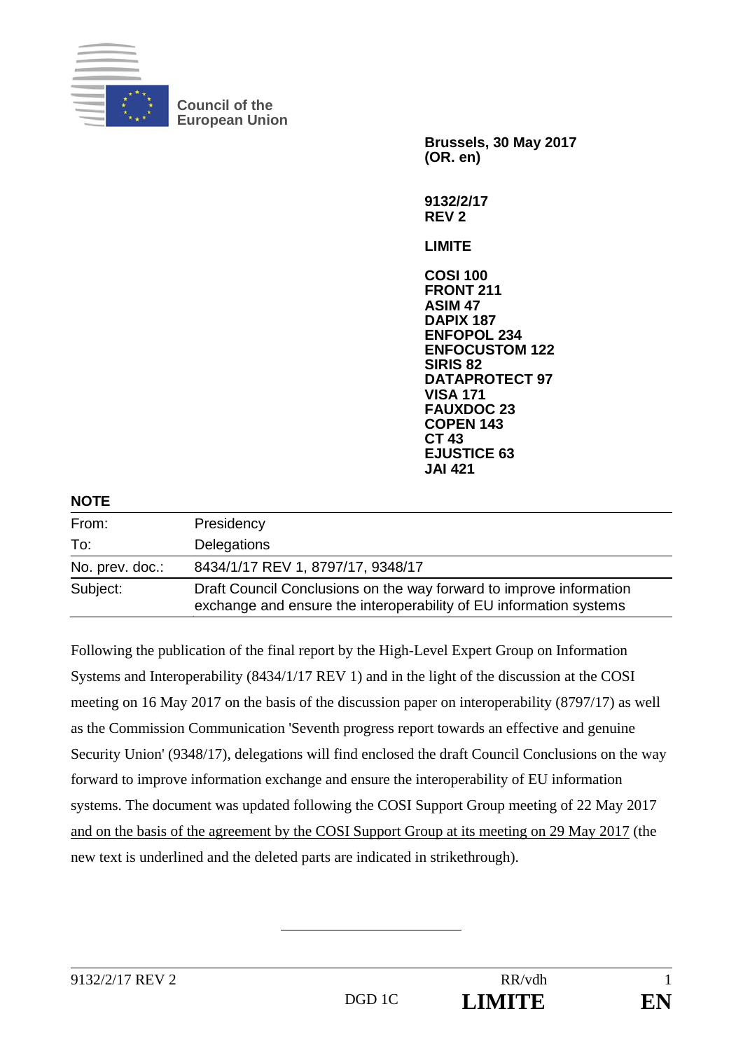Council of the
European Union

**Brussels, 30 May 2017**
**(OR. en)**

**9132/2/17**
**REV 2**

**LIMITE**

**COSI 100**
**FRONT 211**
**ASIM 47**
**DAPIX 187**
**ENFOPOL 234**
**ENFOCUSTOM 122**
**SIRIS 82**
**DATAPROTECT 97**
**VISA 171**
**FAUXDOC 23**
**COPEN 143**
**CT 43**
**EJUSTICE 63**
**JAI 421**

**NOTE**

| | |
|---|---|
| From: | Presidency |
| To: | Delegations |
| No. prev. doc.: | 8434/1/17 REV 1, 8797/17, 9348/17 |
| Subject: | Draft Council Conclusions on the way forward to improve information exchange and ensure the interoperability of EU information systems |

Following the publication of the final report by the High-Level Expert Group on Information Systems and Interoperability (8434/1/17 REV 1) and in the light of the discussion at the COSI meeting on 16 May 2017 on the basis of the discussion paper on interoperability (8797/17) as well as the Commission Communication 'Seventh progress report towards an effective and genuine Security Union' (9348/17), delegations will find enclosed the draft Council Conclusions on the way forward to improve information exchange and ensure the interoperability of EU information systems. The document was updated following the COSI Support Group meeting of 22 May 2017 <u>and on the basis of the agreement by the COSI Support Group at its meeting on 29 May 2017</u> (the new text is underlined and the deleted parts are indicated in strikethrough).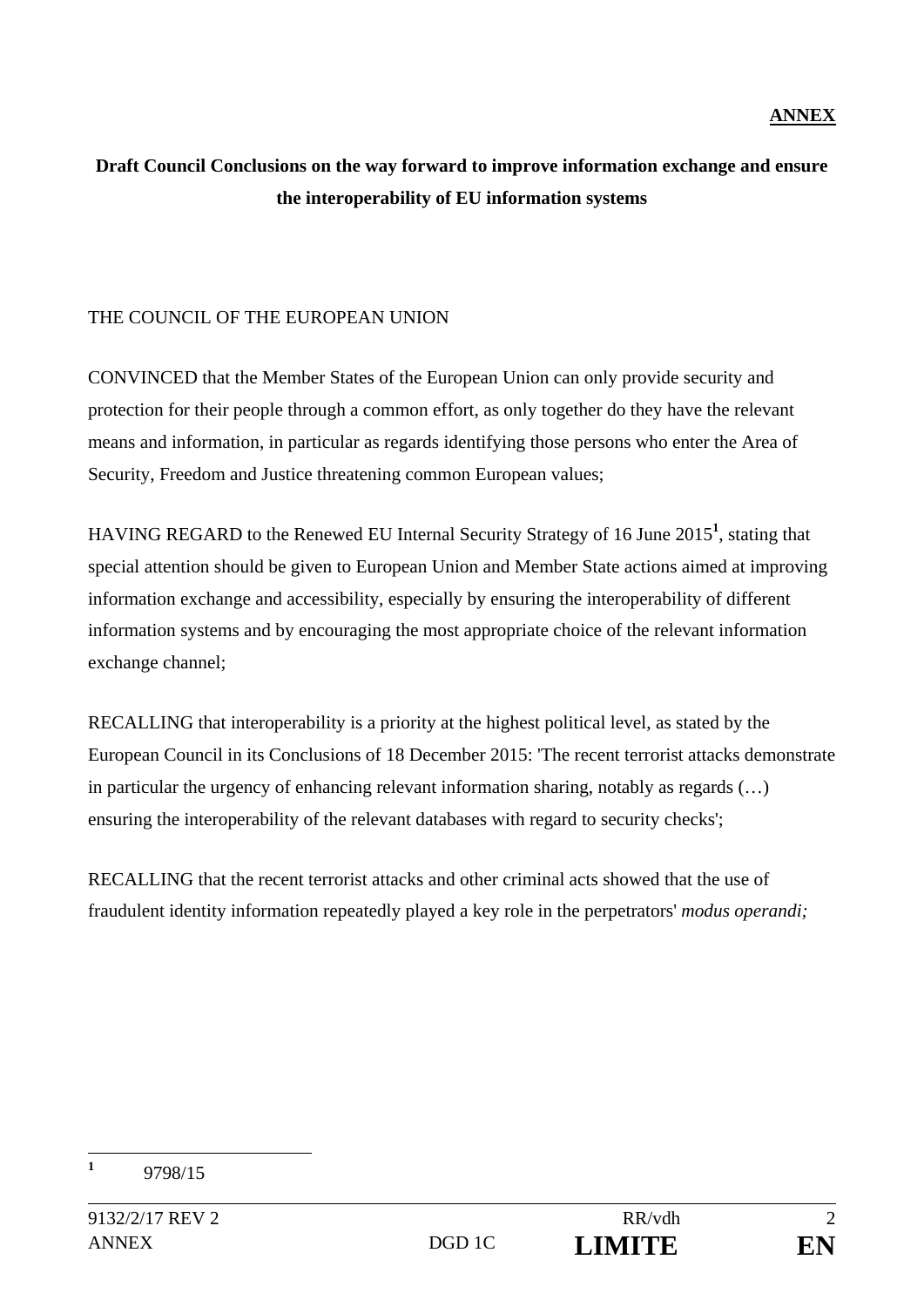**ANNEX**

**Draft Council Conclusions on the way forward to improve information exchange and ensure the interoperability of EU information systems**

THE COUNCIL OF THE EUROPEAN UNION

CONVINCED that the Member States of the European Union can only provide security and protection for their people through a common effort, as only together do they have the relevant means and information, in particular as regards identifying those persons who enter the Area of Security, Freedom and Justice threatening common European values;

HAVING REGARD to the Renewed EU Internal Security Strategy of 16 June 2015[1], stating that special attention should be given to European Union and Member State actions aimed at improving information exchange and accessibility, especially by ensuring the interoperability of different information systems and by encouraging the most appropriate choice of the relevant information exchange channel;

RECALLING that interoperability is a priority at the highest political level, as stated by the European Council in its Conclusions of 18 December 2015: 'The recent terrorist attacks demonstrate in particular the urgency of enhancing relevant information sharing, notably as regards (…) ensuring the interoperability of the relevant databases with regard to security checks';

RECALLING that the recent terrorist attacks and other criminal acts showed that the use of fraudulent identity information repeatedly played a key role in the perpetrators' *modus operandi;*

---

[1] 9798/15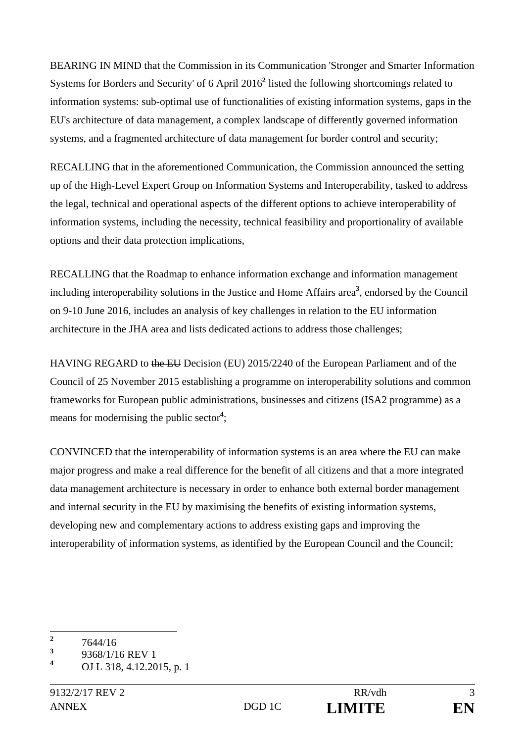BEARING IN MIND that the Commission in its Communication 'Stronger and Smarter Information Systems for Borders and Security' of 6 April 2016[2] listed the following shortcomings related to information systems: sub-optimal use of functionalities of existing information systems, gaps in the EU's architecture of data management, a complex landscape of differently governed information systems, and a fragmented architecture of data management for border control and security;

RECALLING that in the aforementioned Communication, the Commission announced the setting up of the High-Level Expert Group on Information Systems and Interoperability, tasked to address the legal, technical and operational aspects of the different options to achieve interoperability of information systems, including the necessity, technical feasibility and proportionality of available options and their data protection implications,

RECALLING that the Roadmap to enhance information exchange and information management including interoperability solutions in the Justice and Home Affairs area[3], endorsed by the Council on 9-10 June 2016, includes an analysis of key challenges in relation to the EU information architecture in the JHA area and lists dedicated actions to address those challenges;

HAVING REGARD to ~~the EU~~ Decision (EU) 2015/2240 of the European Parliament and of the Council of 25 November 2015 establishing a programme on interoperability solutions and common frameworks for European public administrations, businesses and citizens (ISA2 programme) as a means for modernising the public sector[4];

CONVINCED that the interoperability of information systems is an area where the EU can make major progress and make a real difference for the benefit of all citizens and that a more integrated data management architecture is necessary in order to enhance both external border management and internal security in the EU by maximising the benefits of existing information systems, developing new and complementary actions to address existing gaps and improving the interoperability of information systems, as identified by the European Council and the Council;

---

[2] 7644/16

[3] 9368/1/16 REV 1

[4] OJ L 318, 4.12.2015, p. 1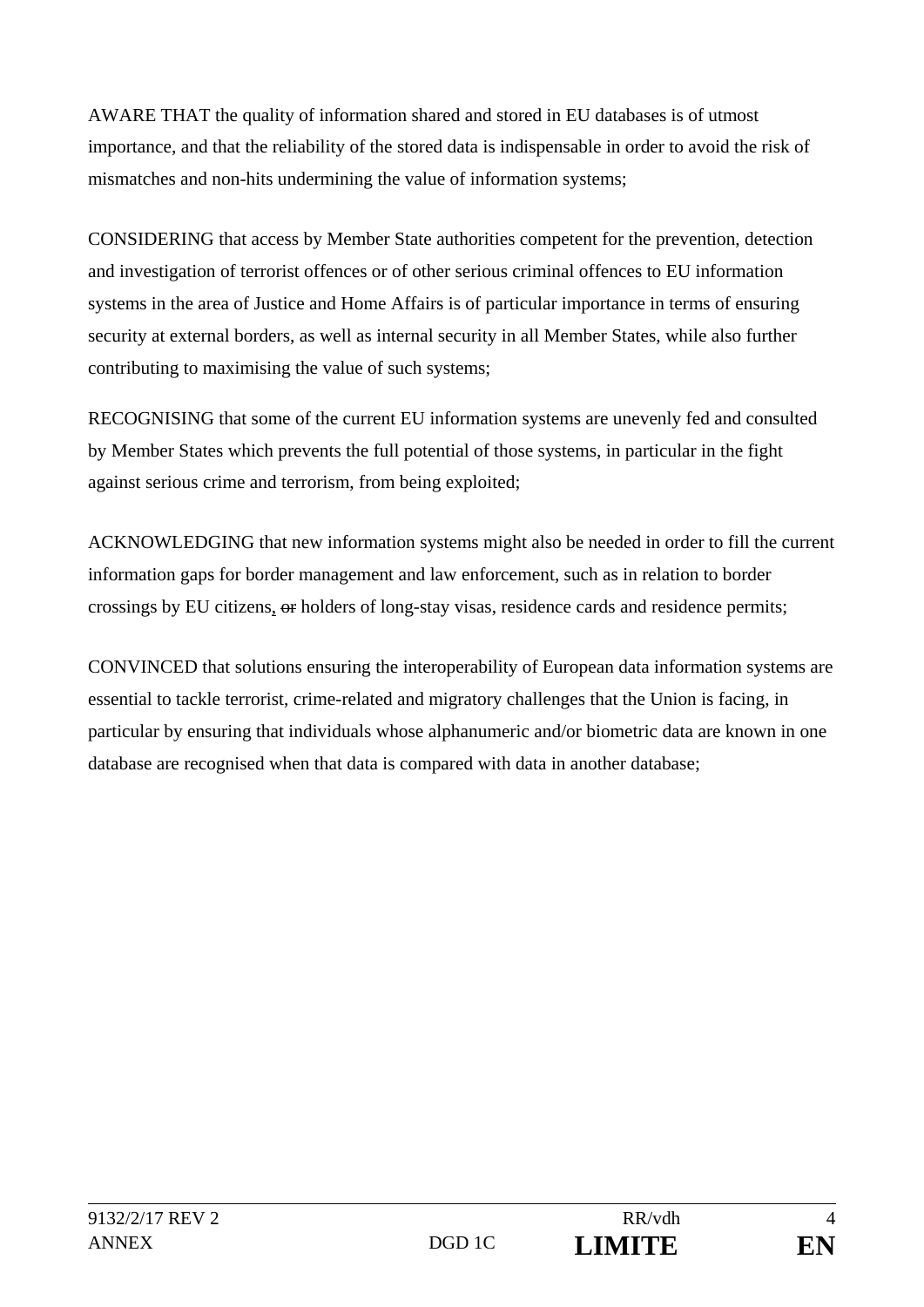AWARE THAT the quality of information shared and stored in EU databases is of utmost importance, and that the reliability of the stored data is indispensable in order to avoid the risk of mismatches and non-hits undermining the value of information systems;

CONSIDERING that access by Member State authorities competent for the prevention, detection and investigation of terrorist offences or of other serious criminal offences to EU information systems in the area of Justice and Home Affairs is of particular importance in terms of ensuring security at external borders, as well as internal security in all Member States, while also further contributing to maximising the value of such systems;

RECOGNISING that some of the current EU information systems are unevenly fed and consulted by Member States which prevents the full potential of those systems, in particular in the fight against serious crime and terrorism, from being exploited;

ACKNOWLEDGING that new information systems might also be needed in order to fill the current information gaps for border management and law enforcement, such as in relation to border crossings by EU citizens, ~~or~~ holders of long-stay visas, residence cards and residence permits;

CONVINCED that solutions ensuring the interoperability of European data information systems are essential to tackle terrorist, crime-related and migratory challenges that the Union is facing, in particular by ensuring that individuals whose alphanumeric and/or biometric data are known in one database are recognised when that data is compared with data in another database;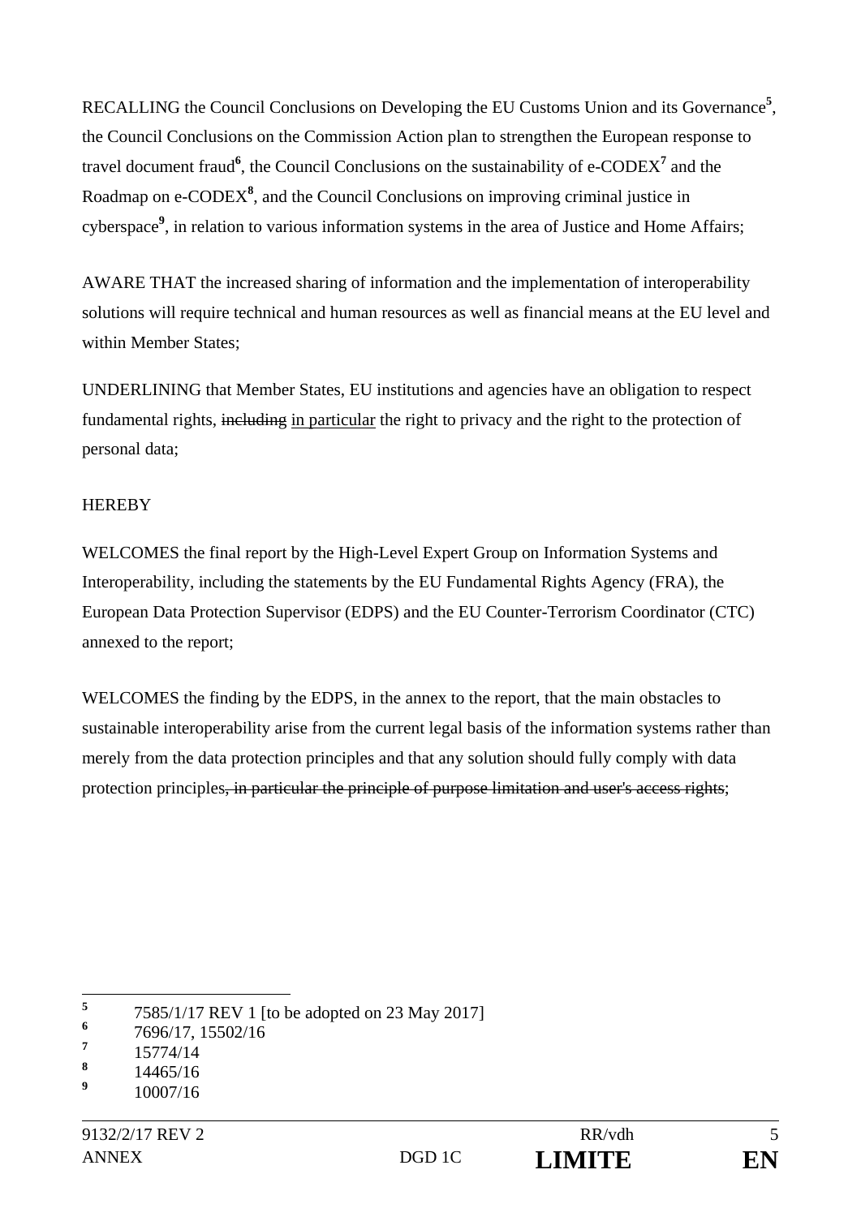RECALLING the Council Conclusions on Developing the EU Customs Union and its Governance[5], the Council Conclusions on the Commission Action plan to strengthen the European response to travel document fraud[6], the Council Conclusions on the sustainability of e-CODEX[7] and the Roadmap on e-CODEX[8], and the Council Conclusions on improving criminal justice in cyberspace[9], in relation to various information systems in the area of Justice and Home Affairs;

AWARE THAT the increased sharing of information and the implementation of interoperability solutions will require technical and human resources as well as financial means at the EU level and within Member States;

UNDERLINING that Member States, EU institutions and agencies have an obligation to respect fundamental rights, ~~including~~ <u>in particular</u> the right to privacy and the right to the protection of personal data;

HEREBY

WELCOMES the final report by the High-Level Expert Group on Information Systems and Interoperability, including the statements by the EU Fundamental Rights Agency (FRA), the European Data Protection Supervisor (EDPS) and the EU Counter-Terrorism Coordinator (CTC) annexed to the report;

WELCOMES the finding by the EDPS, in the annex to the report, that the main obstacles to sustainable interoperability arise from the current legal basis of the information systems rather than merely from the data protection principles and that any solution should fully comply with data protection principles~~, in particular the principle of purpose limitation and user's access rights~~;

---

[5] 7585/1/17 REV 1 [to be adopted on 23 May 2017]

[6] 7696/17, 15502/16

[7] 15774/14

[8] 14465/16

[9] 10007/16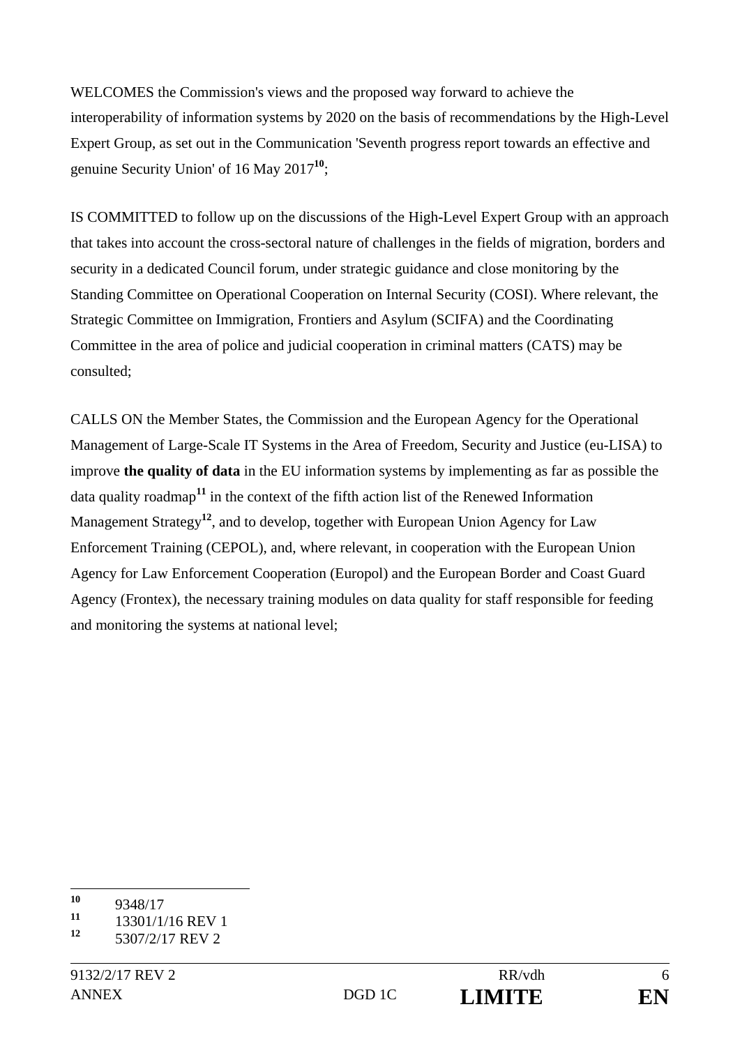WELCOMES the Commission's views and the proposed way forward to achieve the interoperability of information systems by 2020 on the basis of recommendations by the High-Level Expert Group, as set out in the Communication 'Seventh progress report towards an effective and genuine Security Union' of 16 May 2017[10];

IS COMMITTED to follow up on the discussions of the High-Level Expert Group with an approach that takes into account the cross-sectoral nature of challenges in the fields of migration, borders and security in a dedicated Council forum, under strategic guidance and close monitoring by the Standing Committee on Operational Cooperation on Internal Security (COSI). Where relevant, the Strategic Committee on Immigration, Frontiers and Asylum (SCIFA) and the Coordinating Committee in the area of police and judicial cooperation in criminal matters (CATS) may be consulted;

CALLS ON the Member States, the Commission and the European Agency for the Operational Management of Large-Scale IT Systems in the Area of Freedom, Security and Justice (eu-LISA) to improve **the quality of data** in the EU information systems by implementing as far as possible the data quality roadmap[11] in the context of the fifth action list of the Renewed Information Management Strategy[12], and to develop, together with European Union Agency for Law Enforcement Training (CEPOL), and, where relevant, in cooperation with the European Union Agency for Law Enforcement Cooperation (Europol) and the European Border and Coast Guard Agency (Frontex), the necessary training modules on data quality for staff responsible for feeding and monitoring the systems at national level;

---

[10] 9348/17

[11] 13301/1/16 REV 1

[12] 5307/2/17 REV 2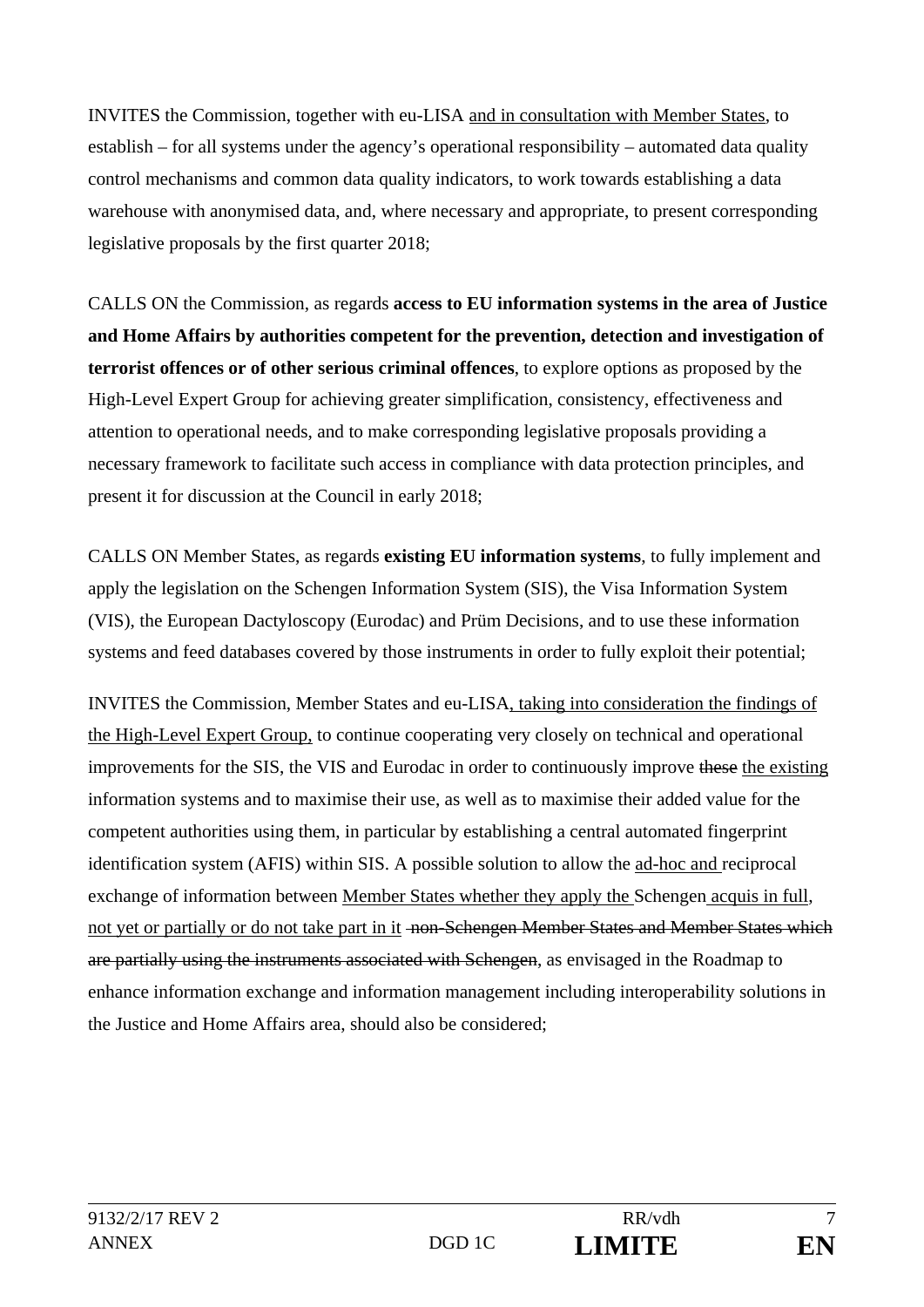INVITES the Commission, together with eu-LISA and in consultation with Member States, to establish – for all systems under the agency's operational responsibility – automated data quality control mechanisms and common data quality indicators, to work towards establishing a data warehouse with anonymised data, and, where necessary and appropriate, to present corresponding legislative proposals by the first quarter 2018;

CALLS ON the Commission, as regards **access to EU information systems in the area of Justice and Home Affairs by authorities competent for the prevention, detection and investigation of terrorist offences or of other serious criminal offences**, to explore options as proposed by the High-Level Expert Group for achieving greater simplification, consistency, effectiveness and attention to operational needs, and to make corresponding legislative proposals providing a necessary framework to facilitate such access in compliance with data protection principles, and present it for discussion at the Council in early 2018;

CALLS ON Member States, as regards **existing EU information systems**, to fully implement and apply the legislation on the Schengen Information System (SIS), the Visa Information System (VIS), the European Dactyloscopy (Eurodac) and Prüm Decisions, and to use these information systems and feed databases covered by those instruments in order to fully exploit their potential;

INVITES the Commission, Member States and eu-LISA, taking into consideration the findings of the High-Level Expert Group, to continue cooperating very closely on technical and operational improvements for the SIS, the VIS and Eurodac in order to continuously improve ~~these~~ the existing information systems and to maximise their use, as well as to maximise their added value for the competent authorities using them, in particular by establishing a central automated fingerprint identification system (AFIS) within SIS. A possible solution to allow the ad-hoc and reciprocal exchange of information between Member States whether they apply the Schengen acquis in full, not yet or partially or do not take part in it ~~non-Schengen Member States and Member States which are partially using the instruments associated with Schengen~~, as envisaged in the Roadmap to enhance information exchange and information management including interoperability solutions in the Justice and Home Affairs area, should also be considered;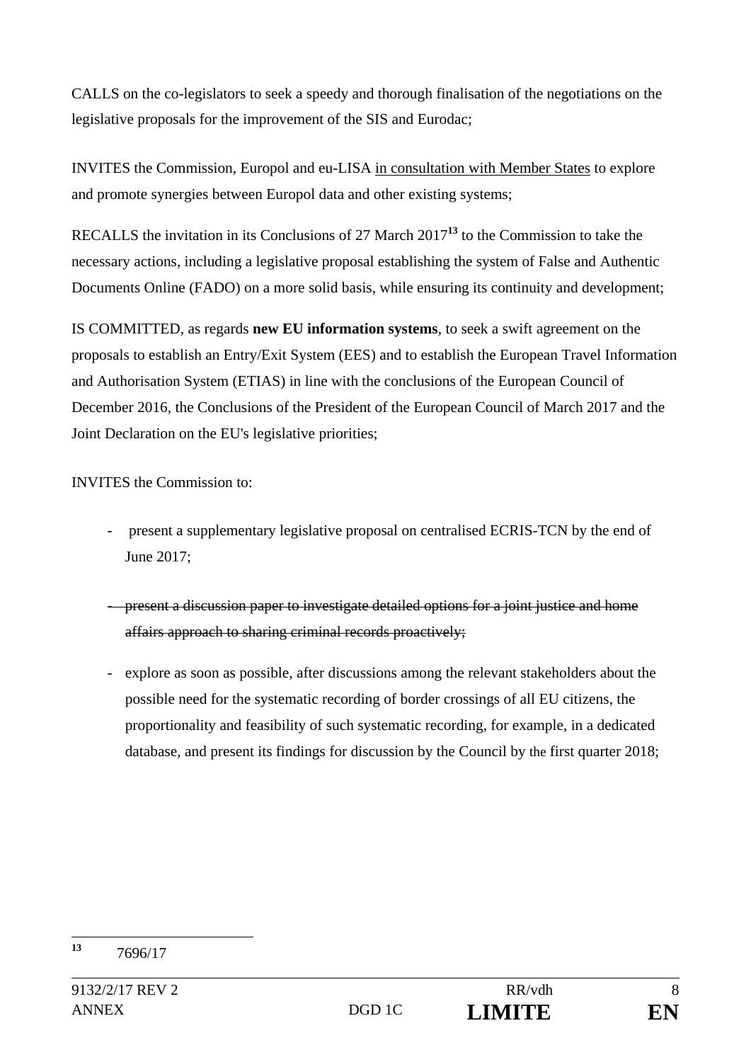CALLS on the co-legislators to seek a speedy and thorough finalisation of the negotiations on the legislative proposals for the improvement of the SIS and Eurodac;

INVITES the Commission, Europol and eu-LISA <u>in consultation with Member States</u> to explore and promote synergies between Europol data and other existing systems;

RECALLS the invitation in its Conclusions of 27 March 2017[13] to the Commission to take the necessary actions, including a legislative proposal establishing the system of False and Authentic Documents Online (FADO) on a more solid basis, while ensuring its continuity and development;

IS COMMITTED, as regards **new EU information systems**, to seek a swift agreement on the proposals to establish an Entry/Exit System (EES) and to establish the European Travel Information and Authorisation System (ETIAS) in line with the conclusions of the European Council of December 2016, the Conclusions of the President of the European Council of March 2017 and the Joint Declaration on the EU's legislative priorities;

INVITES the Commission to:

- present a supplementary legislative proposal on centralised ECRIS-TCN by the end of June 2017;

- ~~present a discussion paper to investigate detailed options for a joint justice and home affairs approach to sharing criminal records proactively;~~

- explore as soon as possible, after discussions among the relevant stakeholders about the possible need for the systematic recording of border crossings of all EU citizens, the proportionality and feasibility of such systematic recording, for example, in a dedicated database, and present its findings for discussion by the Council by the first quarter 2018;

[13] 7696/17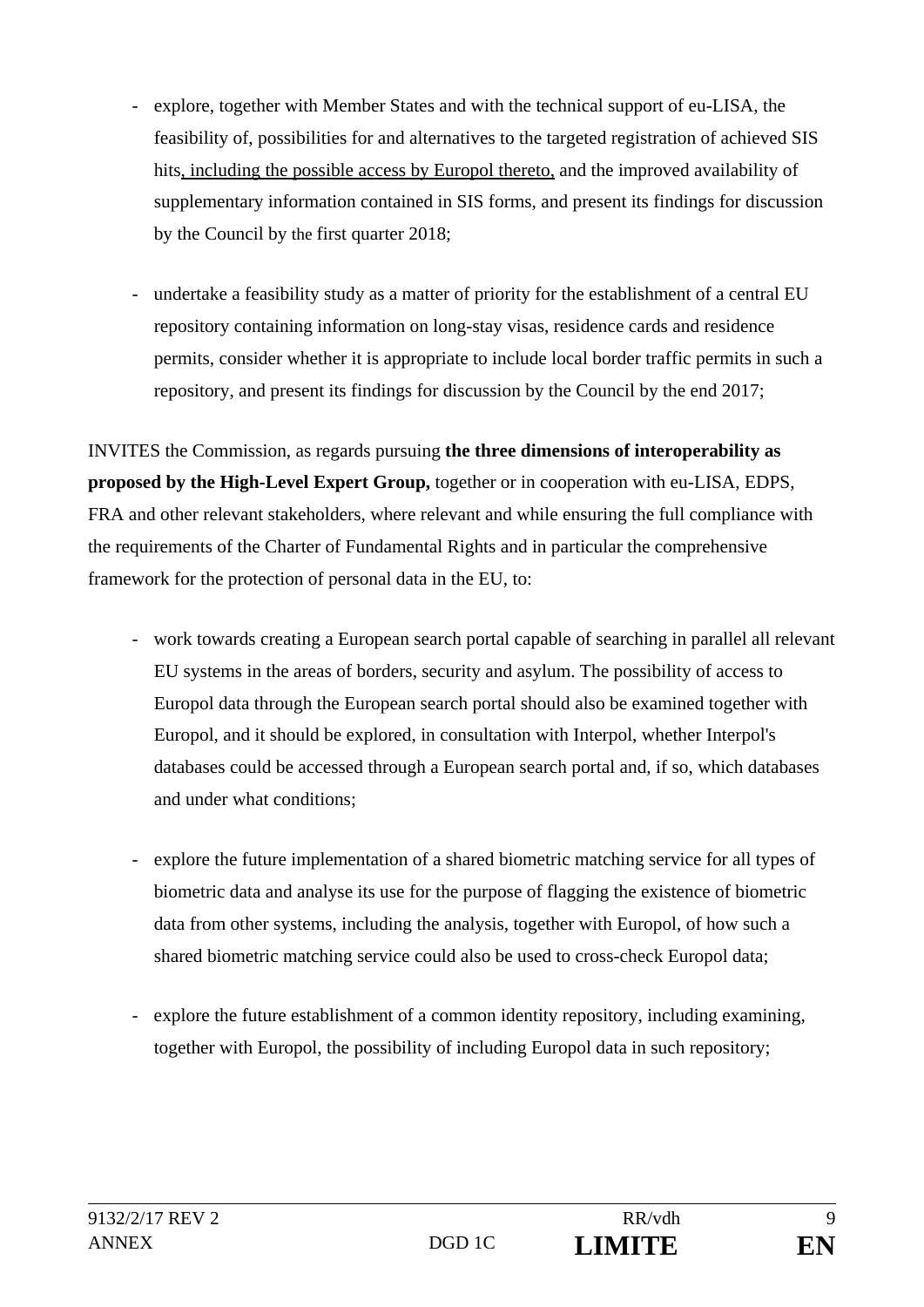- explore, together with Member States and with the technical support of eu-LISA, the feasibility of, possibilities for and alternatives to the targeted registration of achieved SIS hits, including the possible access by Europol thereto, and the improved availability of supplementary information contained in SIS forms, and present its findings for discussion by the Council by the first quarter 2018;

- undertake a feasibility study as a matter of priority for the establishment of a central EU repository containing information on long-stay visas, residence cards and residence permits, consider whether it is appropriate to include local border traffic permits in such a repository, and present its findings for discussion by the Council by the end 2017;

INVITES the Commission, as regards pursuing **the three dimensions of interoperability as proposed by the High-Level Expert Group,** together or in cooperation with eu-LISA, EDPS, FRA and other relevant stakeholders, where relevant and while ensuring the full compliance with the requirements of the Charter of Fundamental Rights and in particular the comprehensive framework for the protection of personal data in the EU, to:

- work towards creating a European search portal capable of searching in parallel all relevant EU systems in the areas of borders, security and asylum. The possibility of access to Europol data through the European search portal should also be examined together with Europol, and it should be explored, in consultation with Interpol, whether Interpol's databases could be accessed through a European search portal and, if so, which databases and under what conditions;

- explore the future implementation of a shared biometric matching service for all types of biometric data and analyse its use for the purpose of flagging the existence of biometric data from other systems, including the analysis, together with Europol, of how such a shared biometric matching service could also be used to cross-check Europol data;

- explore the future establishment of a common identity repository, including examining, together with Europol, the possibility of including Europol data in such repository;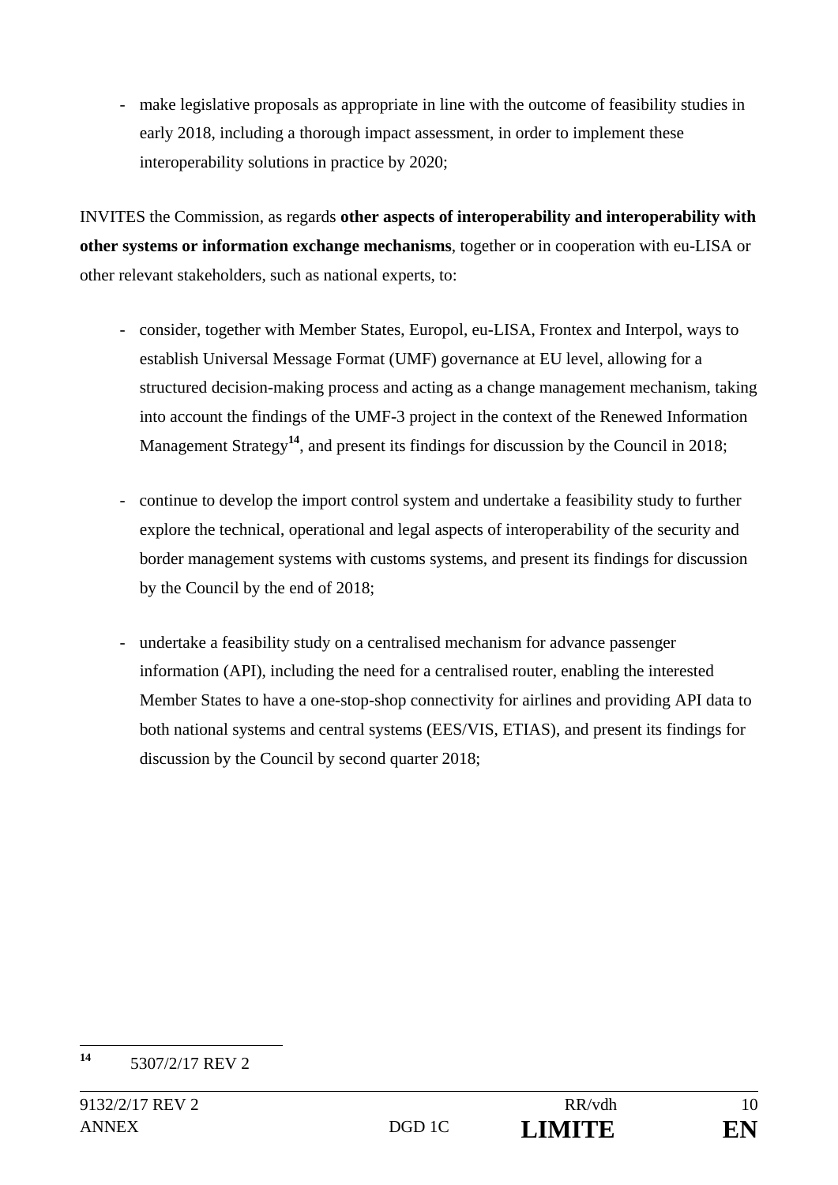- make legislative proposals as appropriate in line with the outcome of feasibility studies in early 2018, including a thorough impact assessment, in order to implement these interoperability solutions in practice by 2020;

INVITES the Commission, as regards **other aspects of interoperability and interoperability with other systems or information exchange mechanisms**, together or in cooperation with eu-LISA or other relevant stakeholders, such as national experts, to:

- consider, together with Member States, Europol, eu-LISA, Frontex and Interpol, ways to establish Universal Message Format (UMF) governance at EU level, allowing for a structured decision-making process and acting as a change management mechanism, taking into account the findings of the UMF-3 project in the context of the Renewed Information Management Strategy[14], and present its findings for discussion by the Council in 2018;

- continue to develop the import control system and undertake a feasibility study to further explore the technical, operational and legal aspects of interoperability of the security and border management systems with customs systems, and present its findings for discussion by the Council by the end of 2018;

- undertake a feasibility study on a centralised mechanism for advance passenger information (API), including the need for a centralised router, enabling the interested Member States to have a one-stop-shop connectivity for airlines and providing API data to both national systems and central systems (EES/VIS, ETIAS), and present its findings for discussion by the Council by second quarter 2018;

[14] 5307/2/17 REV 2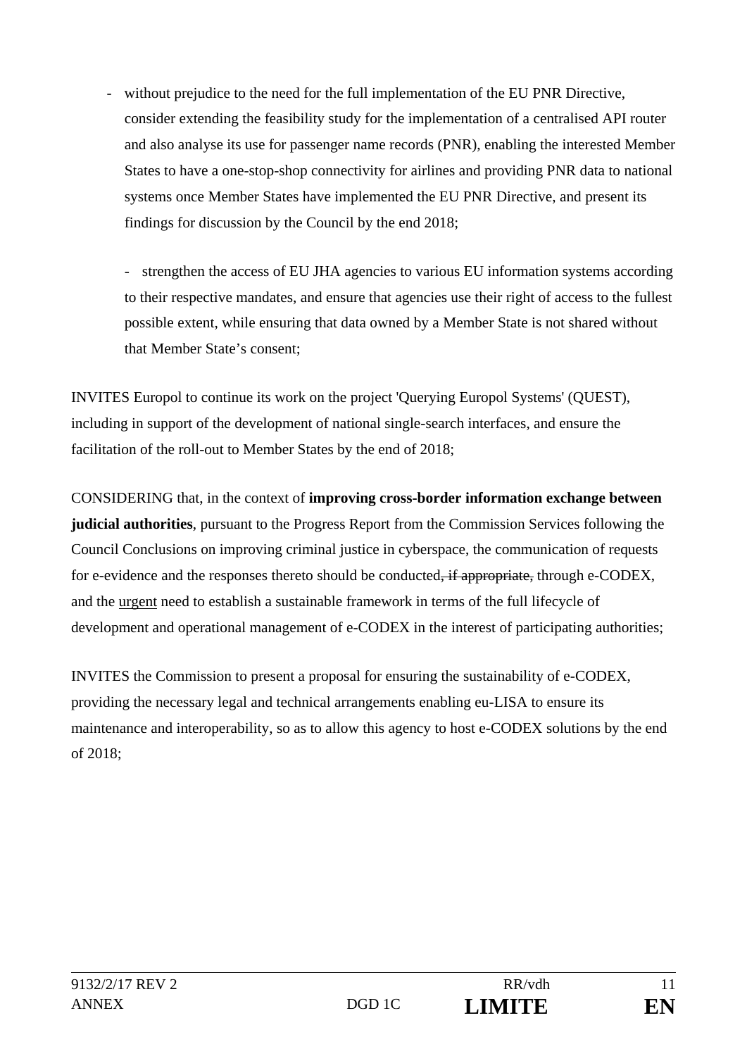- without prejudice to the need for the full implementation of the EU PNR Directive, consider extending the feasibility study for the implementation of a centralised API router and also analyse its use for passenger name records (PNR), enabling the interested Member States to have a one-stop-shop connectivity for airlines and providing PNR data to national systems once Member States have implemented the EU PNR Directive, and present its findings for discussion by the Council by the end 2018;

- strengthen the access of EU JHA agencies to various EU information systems according to their respective mandates, and ensure that agencies use their right of access to the fullest possible extent, while ensuring that data owned by a Member State is not shared without that Member State's consent;

INVITES Europol to continue its work on the project 'Querying Europol Systems' (QUEST), including in support of the development of national single-search interfaces, and ensure the facilitation of the roll-out to Member States by the end of 2018;

CONSIDERING that, in the context of **improving cross-border information exchange between judicial authorities**, pursuant to the Progress Report from the Commission Services following the Council Conclusions on improving criminal justice in cyberspace, the communication of requests for e-evidence and the responses thereto should be conducted~~, if appropriate,~~ through e-CODEX, and the <u>urgent</u> need to establish a sustainable framework in terms of the full lifecycle of development and operational management of e-CODEX in the interest of participating authorities;

INVITES the Commission to present a proposal for ensuring the sustainability of e-CODEX, providing the necessary legal and technical arrangements enabling eu-LISA to ensure its maintenance and interoperability, so as to allow this agency to host e-CODEX solutions by the end of 2018;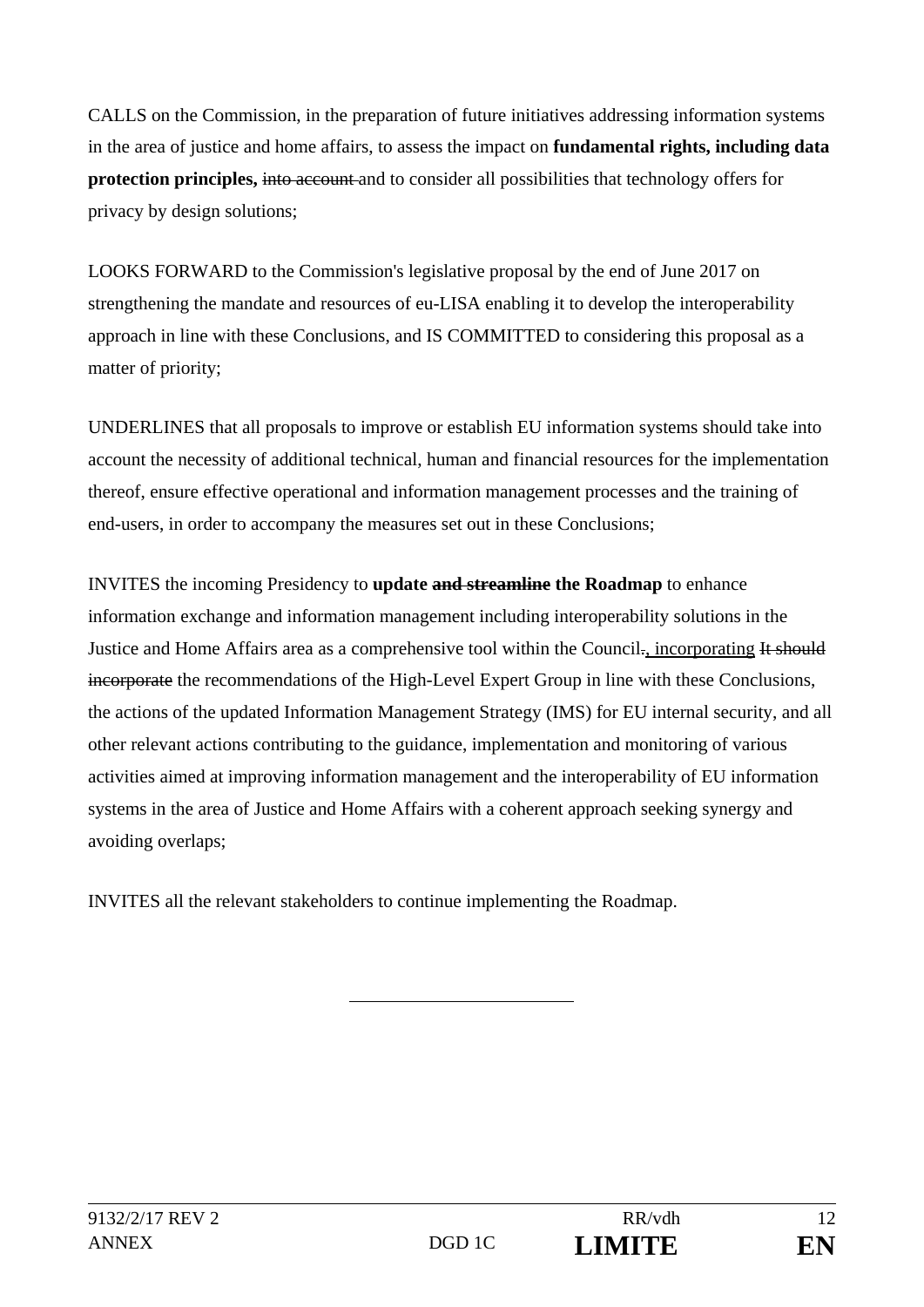CALLS on the Commission, in the preparation of future initiatives addressing information systems in the area of justice and home affairs, to assess the impact on **fundamental rights, including data protection principles,** ~~into account~~ and to consider all possibilities that technology offers for privacy by design solutions;

LOOKS FORWARD to the Commission's legislative proposal by the end of June 2017 on strengthening the mandate and resources of eu-LISA enabling it to develop the interoperability approach in line with these Conclusions, and IS COMMITTED to considering this proposal as a matter of priority;

UNDERLINES that all proposals to improve or establish EU information systems should take into account the necessity of additional technical, human and financial resources for the implementation thereof, ensure effective operational and information management processes and the training of end-users, in order to accompany the measures set out in these Conclusions;

INVITES the incoming Presidency to **update ~~and streamline~~ the Roadmap** to enhance information exchange and information management including interoperability solutions in the Justice and Home Affairs area as a comprehensive tool within the Council~~.~~, incorporating ~~It should incorporate~~ the recommendations of the High-Level Expert Group in line with these Conclusions, the actions of the updated Information Management Strategy (IMS) for EU internal security, and all other relevant actions contributing to the guidance, implementation and monitoring of various activities aimed at improving information management and the interoperability of EU information systems in the area of Justice and Home Affairs with a coherent approach seeking synergy and avoiding overlaps;

INVITES all the relevant stakeholders to continue implementing the Roadmap.